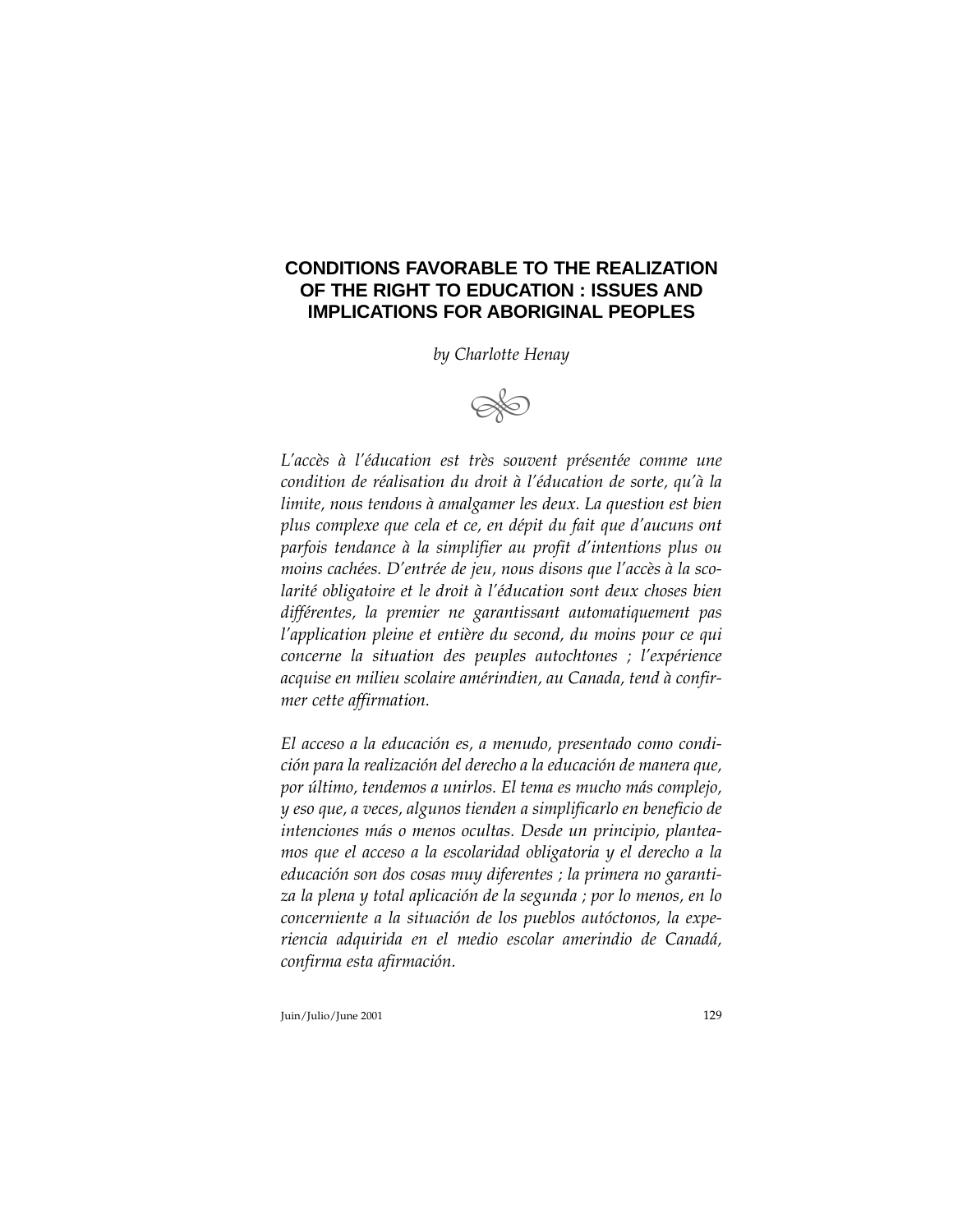# CONDITIONS FAVORABLE TO THE REALIZATION OF THE RIGHT TO EDUCATION : ISSUES AND IMPLICATIONS FOR ABORIGINAL PEOPLES

*by Charlotte Henay*

*L'accès à l'éducation est très souvent présentée comme une condition de réalisation du droit à l'éducation de sorte, qu'à la limite, nous tendons à amalgamer les deux. La question est bien plus complexe que cela et ce, en dépit du fait que d'aucuns ont parfois tendance à la simplifier au profit d'intentions plus ou moins cachées. D'entrée de jeu, nous disons que l'accès à la scolarité obligatoire et le droit à l'éducation sont deux choses bien différentes, la premier ne garantissant automatiquement pas l'application pleine et entière du second, du moins pour ce qui concerne la situation des peuples autochtones ; l'expérience acquise en milieu scolaire amérindien, au Canada, tend à confirmer cette affirmation.*

*El acceso a la educación es, a menudo, presentado como condición para la realización del derecho a la educación de manera que, por último, tendemos a unirlos. El tema es mucho más complejo, y eso que, a veces, algunos tienden a simplificarlo en beneficio de intenciones más o menos ocultas. Desde un principio, planteamos que el acceso a la escolaridad obligatoria y el derecho a la educación son dos cosas muy diferentes ; la primera no garantiza la plena y total aplicación de la segunda ; por lo menos, en lo concerniente a la situación de los pueblos autóctonos, la experiencia adquirida en el medio escolar amerindio de Canadá, confirma esta afirmación.*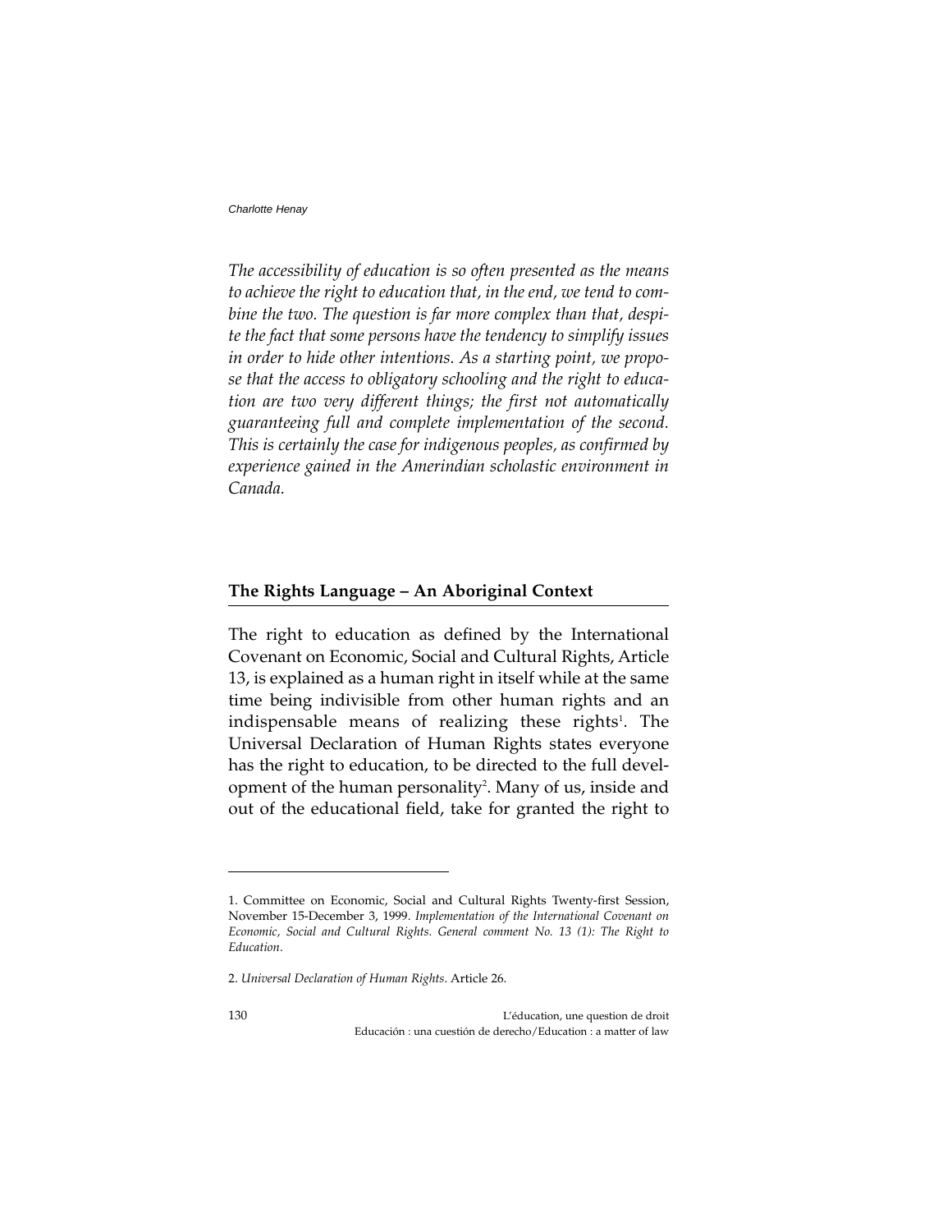*The accessibility of education is so often presented as the means to achieve the right to education that, in the end, we tend to combine the two. The question is far more complex than that, despite the fact that some persons have the tendency to simplify issues in order to hide other intentions. As a starting point, we propose that the access to obligatory schooling and the right to education are two very different things; the first not automatically guaranteeing full and complete implementation of the second. This is certainly the case for indigenous peoples, as confirmed by experience gained in the Amerindian scholastic environment in Canada.*

## The Rights Language – An Aboriginal Context

The right to education as defined by the International Covenant on Economic, Social and Cultural Rights, Article 13, is explained as a human right in itself while at the same time being indivisible from other human rights and an indispensable means of realizing these rights[1]. The Universal Declaration of Human Rights states everyone has the right to education, to be directed to the full development of the human personality[2]. Many of us, inside and out of the educational field, take for granted the right to

---

1. Committee on Economic, Social and Cultural Rights Twenty-first Session, November 15-December 3, 1999. *Implementation of the International Covenant on Economic, Social and Cultural Rights. General comment No. 13 (1): The Right to Education*.

2. *Universal Declaration of Human Rights*. Article 26.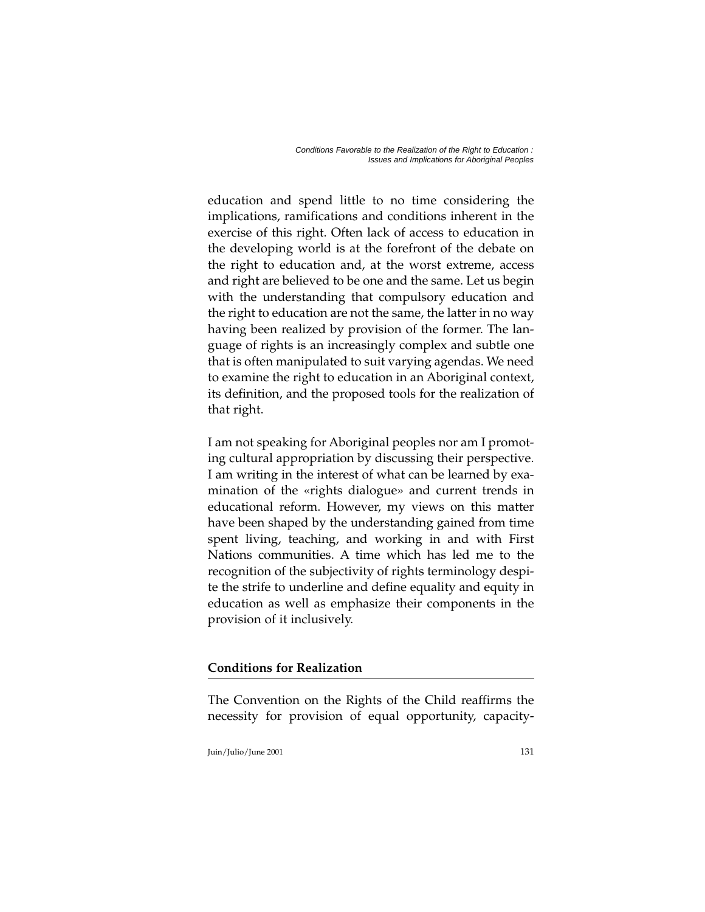education and spend little to no time considering the implications, ramifications and conditions inherent in the exercise of this right. Often lack of access to education in the developing world is at the forefront of the debate on the right to education and, at the worst extreme, access and right are believed to be one and the same. Let us begin with the understanding that compulsory education and the right to education are not the same, the latter in no way having been realized by provision of the former. The language of rights is an increasingly complex and subtle one that is often manipulated to suit varying agendas. We need to examine the right to education in an Aboriginal context, its definition, and the proposed tools for the realization of that right.

I am not speaking for Aboriginal peoples nor am I promoting cultural appropriation by discussing their perspective. I am writing in the interest of what can be learned by examination of the «rights dialogue» and current trends in educational reform. However, my views on this matter have been shaped by the understanding gained from time spent living, teaching, and working in and with First Nations communities. A time which has led me to the recognition of the subjectivity of rights terminology despite the strife to underline and define equality and equity in education as well as emphasize their components in the provision of it inclusively.

## Conditions for Realization

The Convention on the Rights of the Child reaffirms the necessity for provision of equal opportunity, capacity-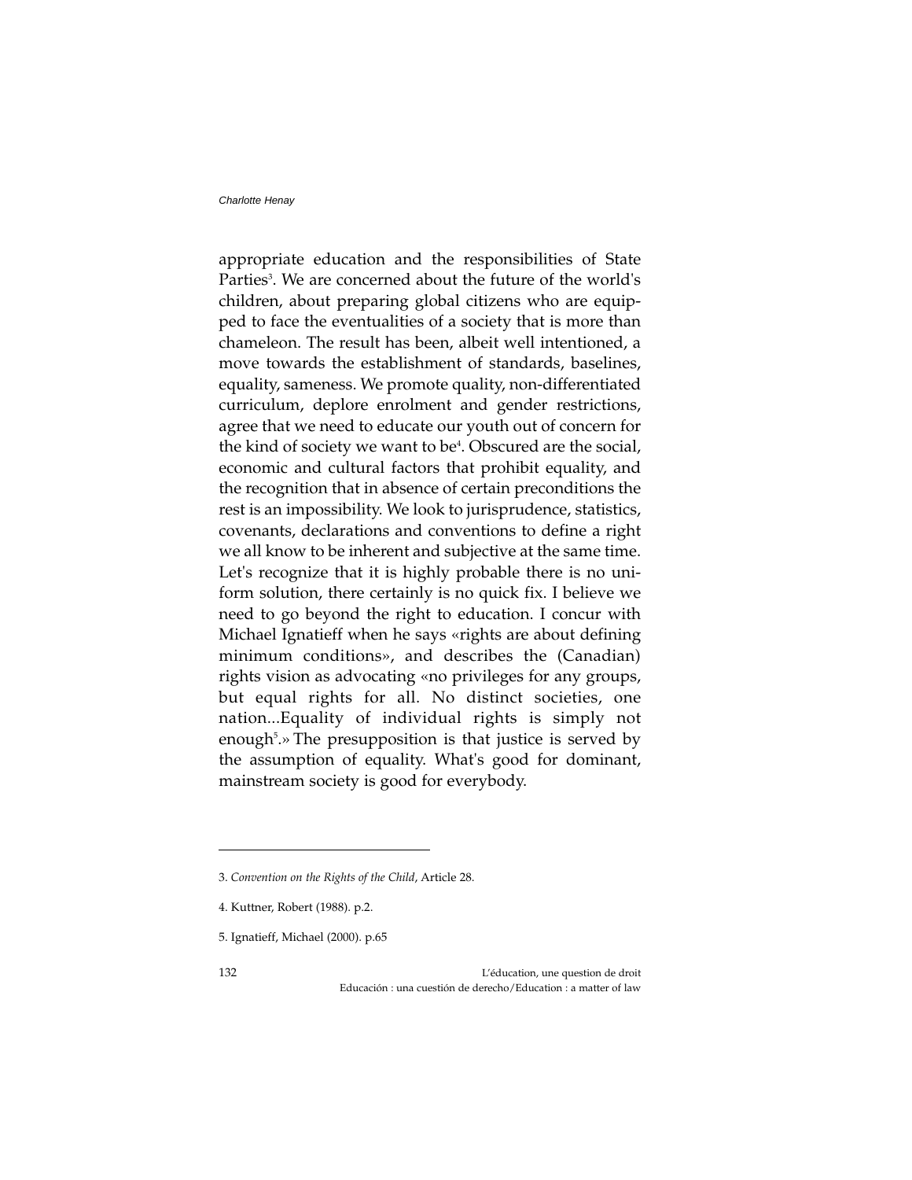appropriate education and the responsibilities of State Parties[3]. We are concerned about the future of the world's children, about preparing global citizens who are equipped to face the eventualities of a society that is more than chameleon. The result has been, albeit well intentioned, a move towards the establishment of standards, baselines, equality, sameness. We promote quality, non-differentiated curriculum, deplore enrolment and gender restrictions, agree that we need to educate our youth out of concern for the kind of society we want to be[4]. Obscured are the social, economic and cultural factors that prohibit equality, and the recognition that in absence of certain preconditions the rest is an impossibility. We look to jurisprudence, statistics, covenants, declarations and conventions to define a right we all know to be inherent and subjective at the same time. Let's recognize that it is highly probable there is no uniform solution, there certainly is no quick fix. I believe we need to go beyond the right to education. I concur with Michael Ignatieff when he says «rights are about defining minimum conditions», and describes the (Canadian) rights vision as advocating «no privileges for any groups, but equal rights for all. No distinct societies, one nation...Equality of individual rights is simply not enough[5].» The presupposition is that justice is served by the assumption of equality. What's good for dominant, mainstream society is good for everybody.

---

3. *Convention on the Rights of the Child*, Article 28.

4. Kuttner, Robert (1988). p.2.

5. Ignatieff, Michael (2000). p.65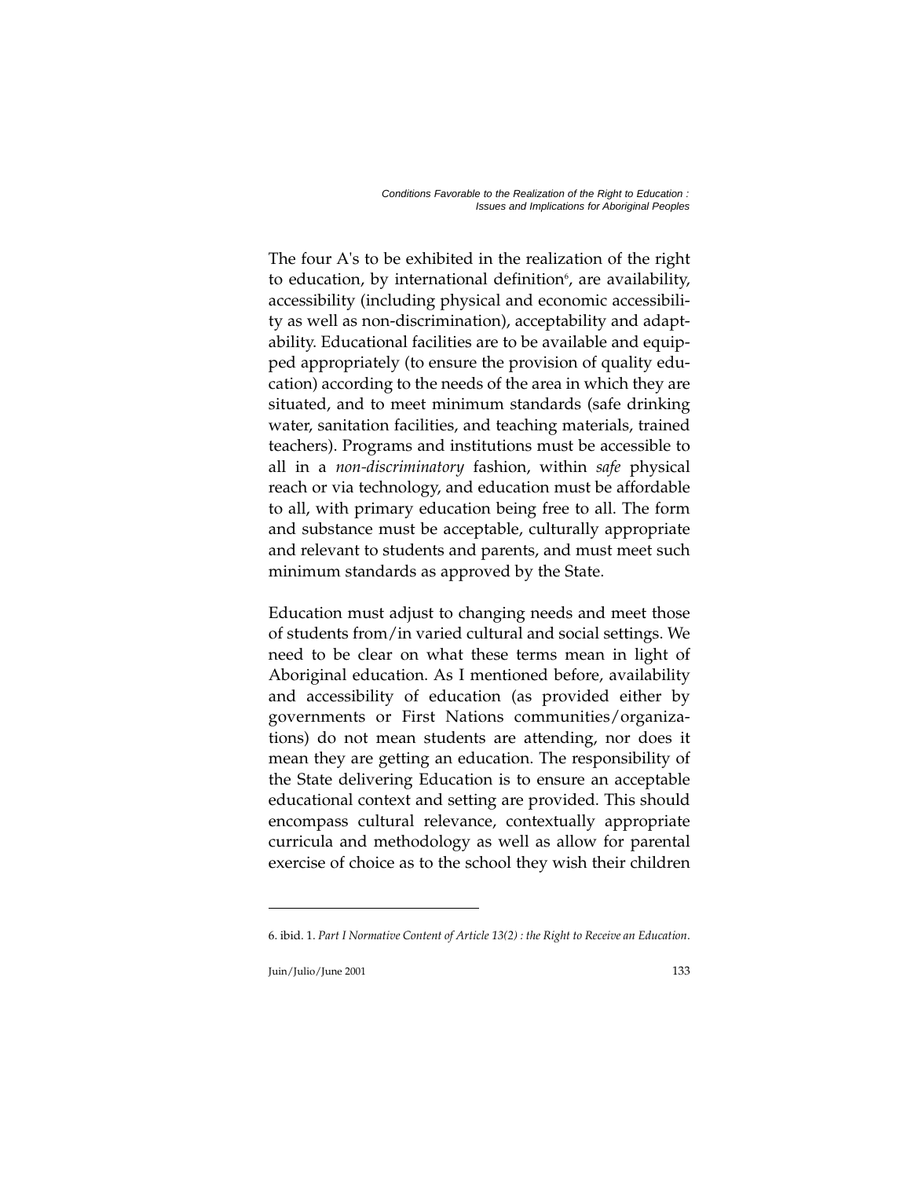The four A's to be exhibited in the realization of the right to education, by international definition[6], are availability, accessibility (including physical and economic accessibility as well as non-discrimination), acceptability and adaptability. Educational facilities are to be available and equipped appropriately (to ensure the provision of quality education) according to the needs of the area in which they are situated, and to meet minimum standards (safe drinking water, sanitation facilities, and teaching materials, trained teachers). Programs and institutions must be accessible to all in a *non-discriminatory* fashion, within *safe* physical reach or via technology, and education must be affordable to all, with primary education being free to all. The form and substance must be acceptable, culturally appropriate and relevant to students and parents, and must meet such minimum standards as approved by the State.

Education must adjust to changing needs and meet those of students from/in varied cultural and social settings. We need to be clear on what these terms mean in light of Aboriginal education. As I mentioned before, availability and accessibility of education (as provided either by governments or First Nations communities/organizations) do not mean students are attending, nor does it mean they are getting an education. The responsibility of the State delivering Education is to ensure an acceptable educational context and setting are provided. This should encompass cultural relevance, contextually appropriate curricula and methodology as well as allow for parental exercise of choice as to the school they wish their children

---

6. ibid. 1. *Part I Normative Content of Article 13(2) : the Right to Receive an Education*.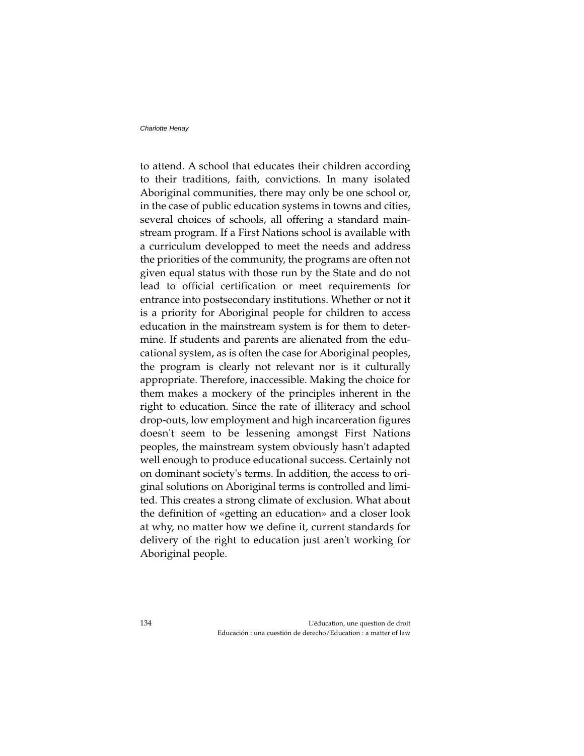to attend. A school that educates their children according to their traditions, faith, convictions. In many isolated Aboriginal communities, there may only be one school or, in the case of public education systems in towns and cities, several choices of schools, all offering a standard mainstream program. If a First Nations school is available with a curriculum developped to meet the needs and address the priorities of the community, the programs are often not given equal status with those run by the State and do not lead to official certification or meet requirements for entrance into postsecondary institutions. Whether or not it is a priority for Aboriginal people for children to access education in the mainstream system is for them to determine. If students and parents are alienated from the educational system, as is often the case for Aboriginal peoples, the program is clearly not relevant nor is it culturally appropriate. Therefore, inaccessible. Making the choice for them makes a mockery of the principles inherent in the right to education. Since the rate of illiteracy and school drop-outs, low employment and high incarceration figures doesn't seem to be lessening amongst First Nations peoples, the mainstream system obviously hasn't adapted well enough to produce educational success. Certainly not on dominant society's terms. In addition, the access to original solutions on Aboriginal terms is controlled and limited. This creates a strong climate of exclusion. What about the definition of «getting an education» and a closer look at why, no matter how we define it, current standards for delivery of the right to education just aren't working for Aboriginal people.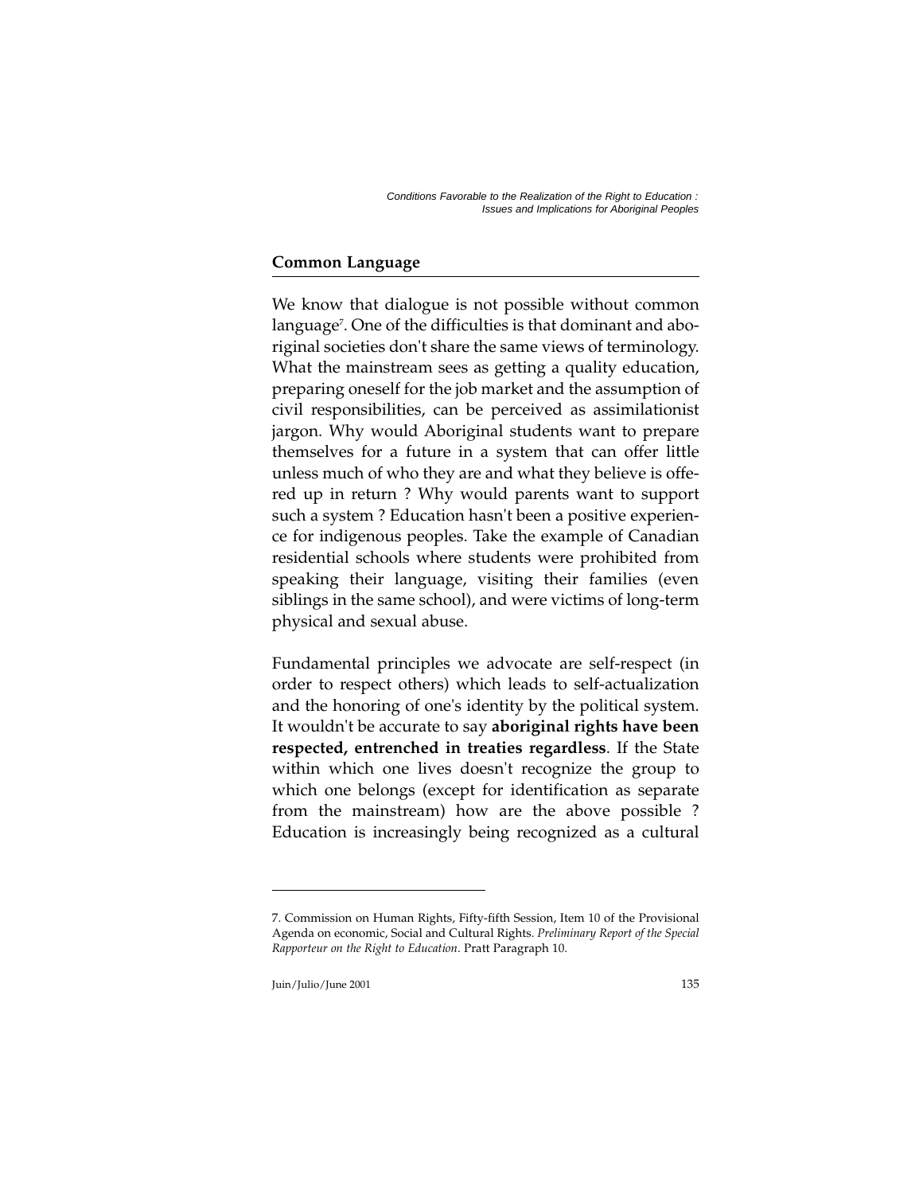## Common Language

We know that dialogue is not possible without common language[7]. One of the difficulties is that dominant and aboriginal societies don't share the same views of terminology. What the mainstream sees as getting a quality education, preparing oneself for the job market and the assumption of civil responsibilities, can be perceived as assimilationist jargon. Why would Aboriginal students want to prepare themselves for a future in a system that can offer little unless much of who they are and what they believe is offered up in return ? Why would parents want to support such a system ? Education hasn't been a positive experience for indigenous peoples. Take the example of Canadian residential schools where students were prohibited from speaking their language, visiting their families (even siblings in the same school), and were victims of long-term physical and sexual abuse.

Fundamental principles we advocate are self-respect (in order to respect others) which leads to self-actualization and the honoring of one's identity by the political system. It wouldn't be accurate to say **aboriginal rights have been respected, entrenched in treaties regardless**. If the State within which one lives doesn't recognize the group to which one belongs (except for identification as separate from the mainstream) how are the above possible ? Education is increasingly being recognized as a cultural

---

7. Commission on Human Rights, Fifty-fifth Session, Item 10 of the Provisional Agenda on economic, Social and Cultural Rights. *Preliminary Report of the Special Rapporteur on the Right to Education*. Pratt Paragraph 10.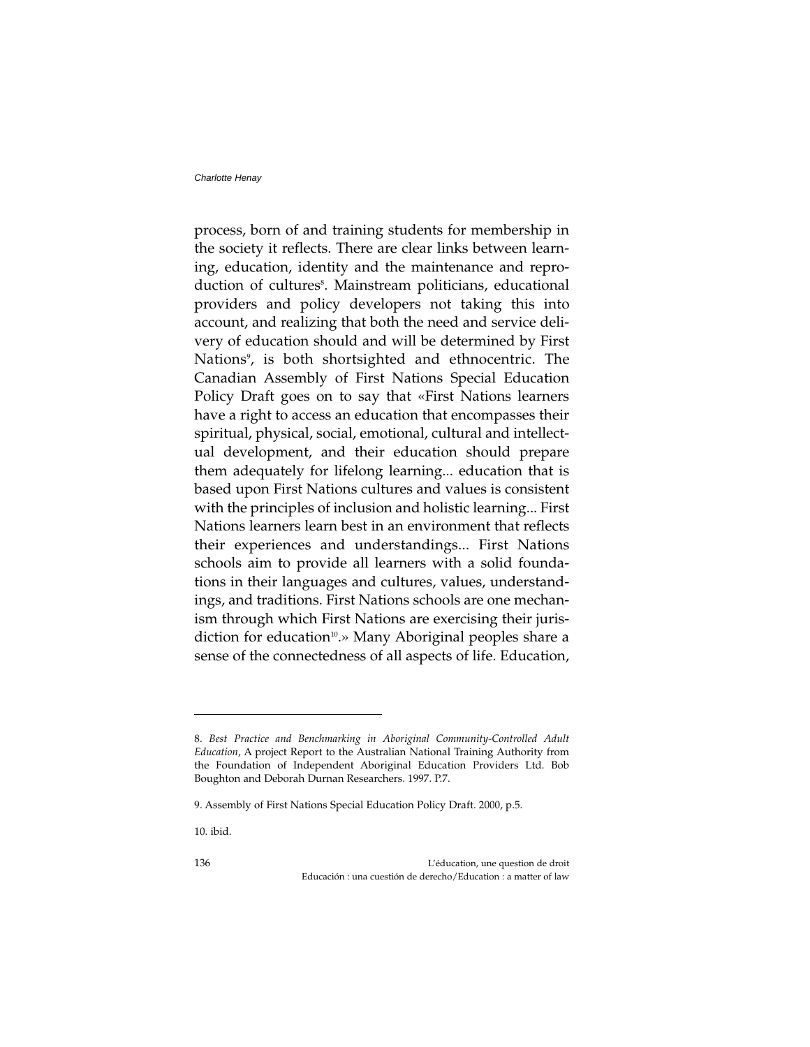process, born of and training students for membership in the society it reflects. There are clear links between learning, education, identity and the maintenance and reproduction of cultures[8]. Mainstream politicians, educational providers and policy developers not taking this into account, and realizing that both the need and service delivery of education should and will be determined by First Nations[9], is both shortsighted and ethnocentric. The Canadian Assembly of First Nations Special Education Policy Draft goes on to say that «First Nations learners have a right to access an education that encompasses their spiritual, physical, social, emotional, cultural and intellectual development, and their education should prepare them adequately for lifelong learning... education that is based upon First Nations cultures and values is consistent with the principles of inclusion and holistic learning... First Nations learners learn best in an environment that reflects their experiences and understandings... First Nations schools aim to provide all learners with a solid foundations in their languages and cultures, values, understandings, and traditions. First Nations schools are one mechanism through which First Nations are exercising their jurisdiction for education[10].» Many Aboriginal peoples share a sense of the connectedness of all aspects of life. Education,

---

8. *Best Practice and Benchmarking in Aboriginal Community-Controlled Adult Education*, A project Report to the Australian National Training Authority from the Foundation of Independent Aboriginal Education Providers Ltd. Bob Boughton and Deborah Durnan Researchers. 1997. P.7.

9. Assembly of First Nations Special Education Policy Draft. 2000, p.5.

10. ibid.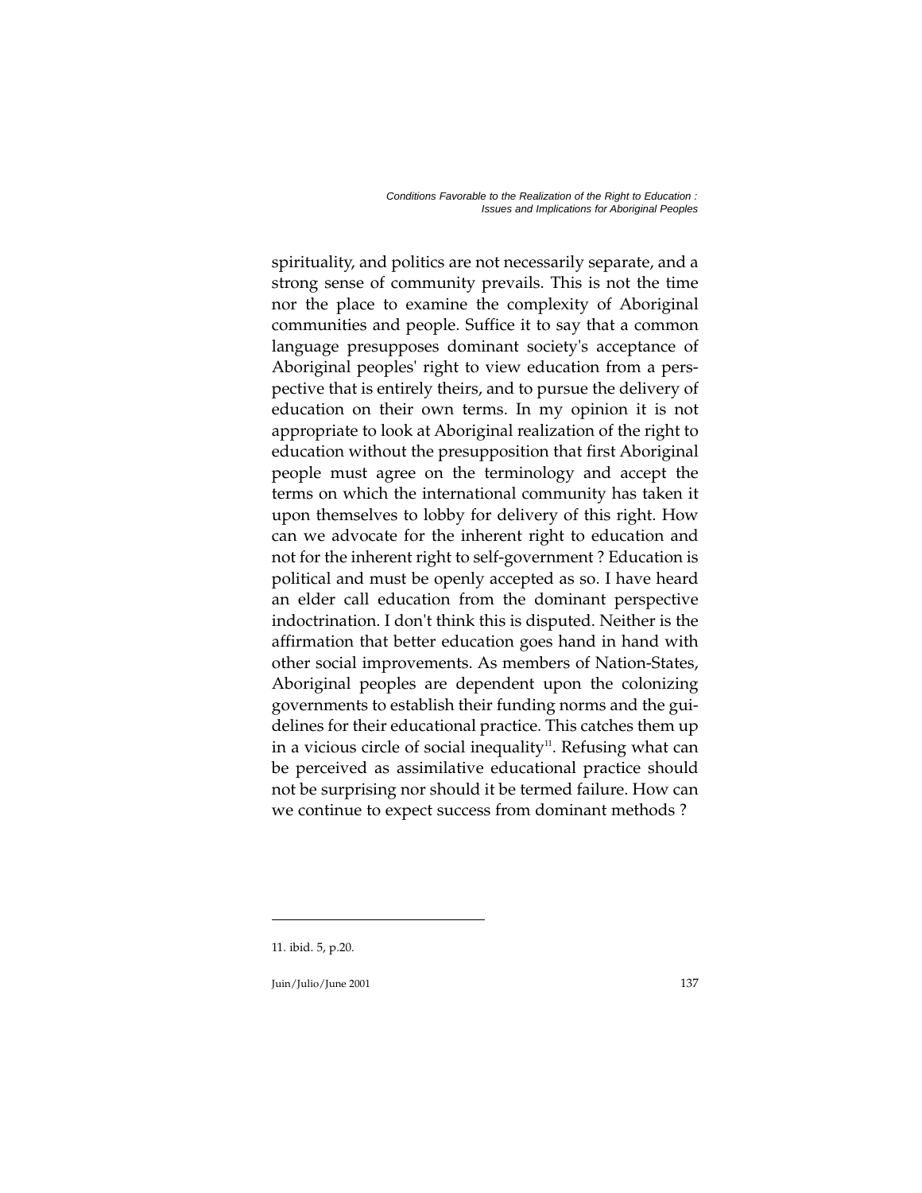spirituality, and politics are not necessarily separate, and a strong sense of community prevails. This is not the time nor the place to examine the complexity of Aboriginal communities and people. Suffice it to say that a common language presupposes dominant society's acceptance of Aboriginal peoples' right to view education from a perspective that is entirely theirs, and to pursue the delivery of education on their own terms. In my opinion it is not appropriate to look at Aboriginal realization of the right to education without the presupposition that first Aboriginal people must agree on the terminology and accept the terms on which the international community has taken it upon themselves to lobby for delivery of this right. How can we advocate for the inherent right to education and not for the inherent right to self-government ? Education is political and must be openly accepted as so. I have heard an elder call education from the dominant perspective indoctrination. I don't think this is disputed. Neither is the affirmation that better education goes hand in hand with other social improvements. As members of Nation-States, Aboriginal peoples are dependent upon the colonizing governments to establish their funding norms and the guidelines for their educational practice. This catches them up in a vicious circle of social inequality[11]. Refusing what can be perceived as assimilative educational practice should not be surprising nor should it be termed failure. How can we continue to expect success from dominant methods ?

---

11. ibid. 5, p.20.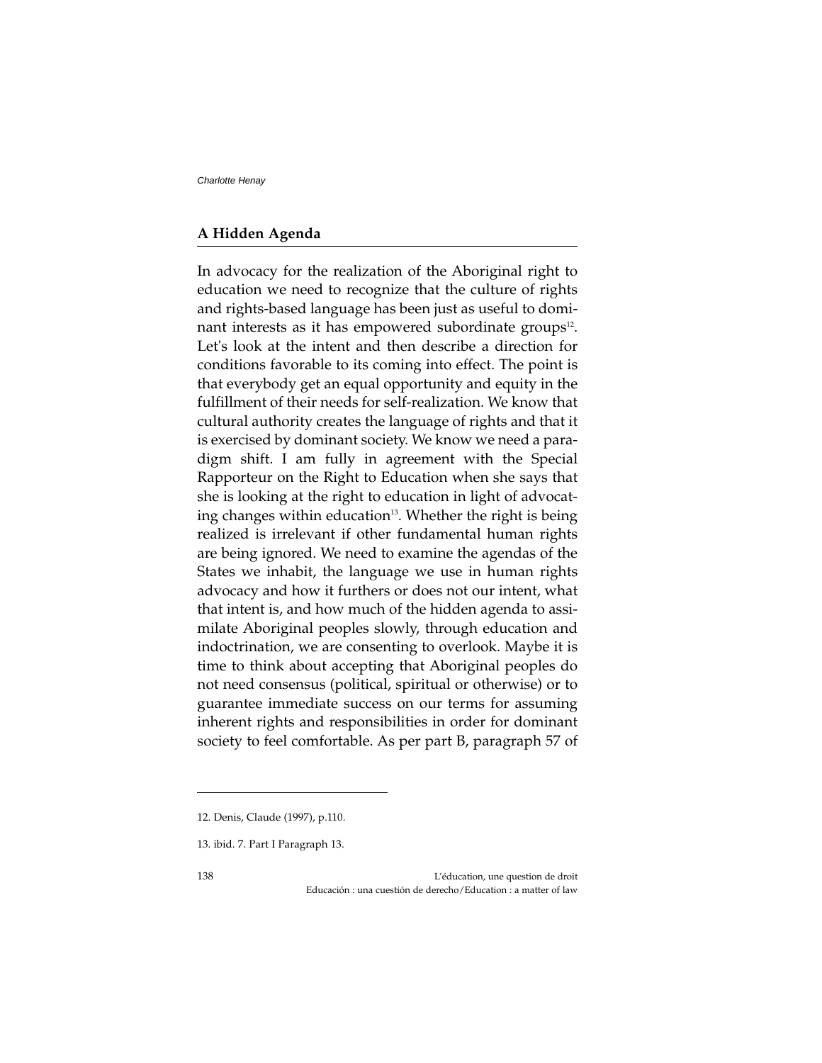## A Hidden Agenda

In advocacy for the realization of the Aboriginal right to education we need to recognize that the culture of rights and rights-based language has been just as useful to dominant interests as it has empowered subordinate groups[12]. Let's look at the intent and then describe a direction for conditions favorable to its coming into effect. The point is that everybody get an equal opportunity and equity in the fulfillment of their needs for self-realization. We know that cultural authority creates the language of rights and that it is exercised by dominant society. We know we need a paradigm shift. I am fully in agreement with the Special Rapporteur on the Right to Education when she says that she is looking at the right to education in light of advocating changes within education[13]. Whether the right is being realized is irrelevant if other fundamental human rights are being ignored. We need to examine the agendas of the States we inhabit, the language we use in human rights advocacy and how it furthers or does not our intent, what that intent is, and how much of the hidden agenda to assimilate Aboriginal peoples slowly, through education and indoctrination, we are consenting to overlook. Maybe it is time to think about accepting that Aboriginal peoples do not need consensus (political, spiritual or otherwise) or to guarantee immediate success on our terms for assuming inherent rights and responsibilities in order for dominant society to feel comfortable. As per part B, paragraph 57 of

---

12. Denis, Claude (1997), p.110.

13. ibid. 7. Part I Paragraph 13.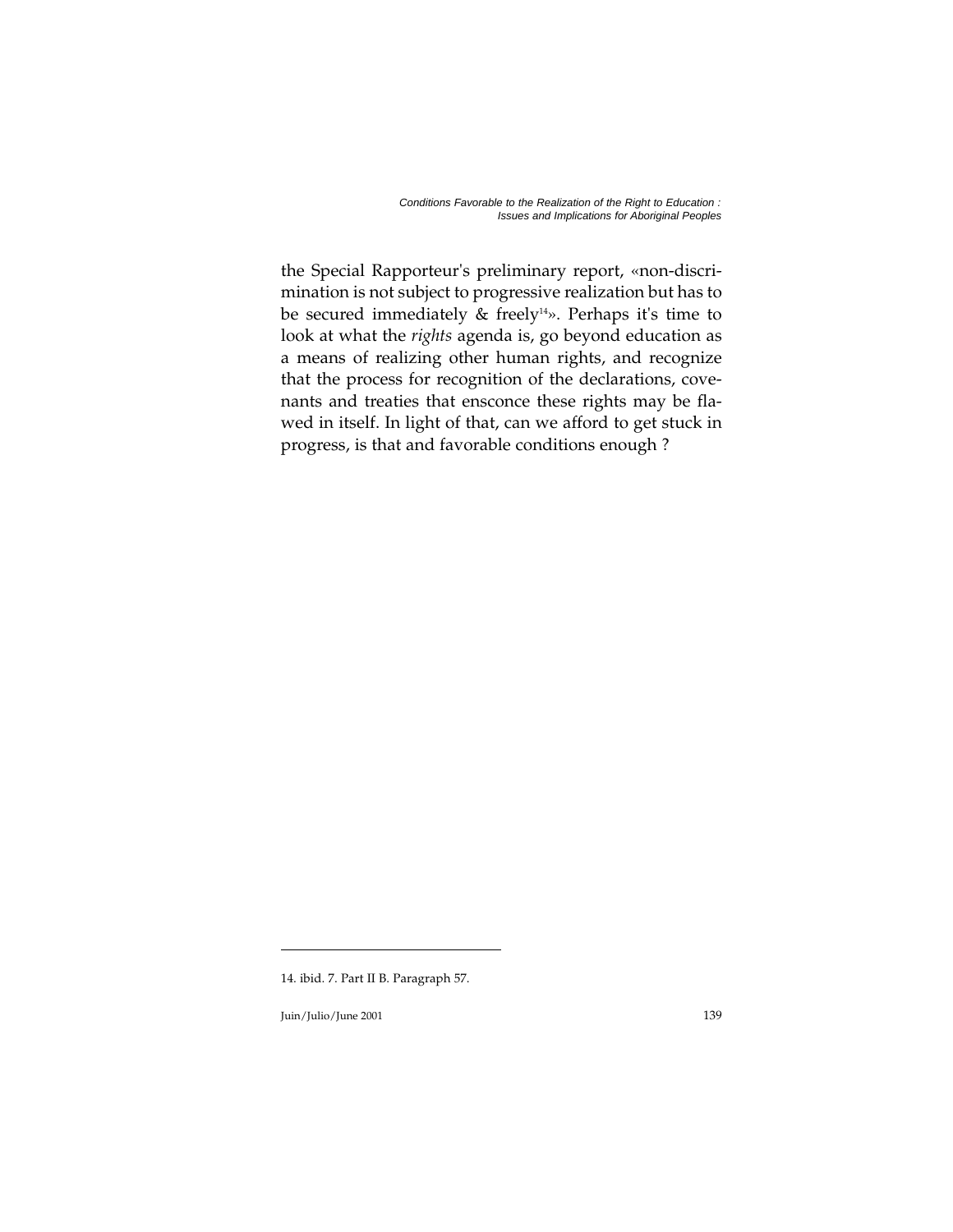the Special Rapporteur's preliminary report, «non-discrimination is not subject to progressive realization but has to be secured immediately & freely[14]». Perhaps it's time to look at what the *rights* agenda is, go beyond education as a means of realizing other human rights, and recognize that the process for recognition of the declarations, covenants and treaties that ensconce these rights may be flawed in itself. In light of that, can we afford to get stuck in progress, is that and favorable conditions enough ?

---

14. ibid. 7. Part II B. Paragraph 57.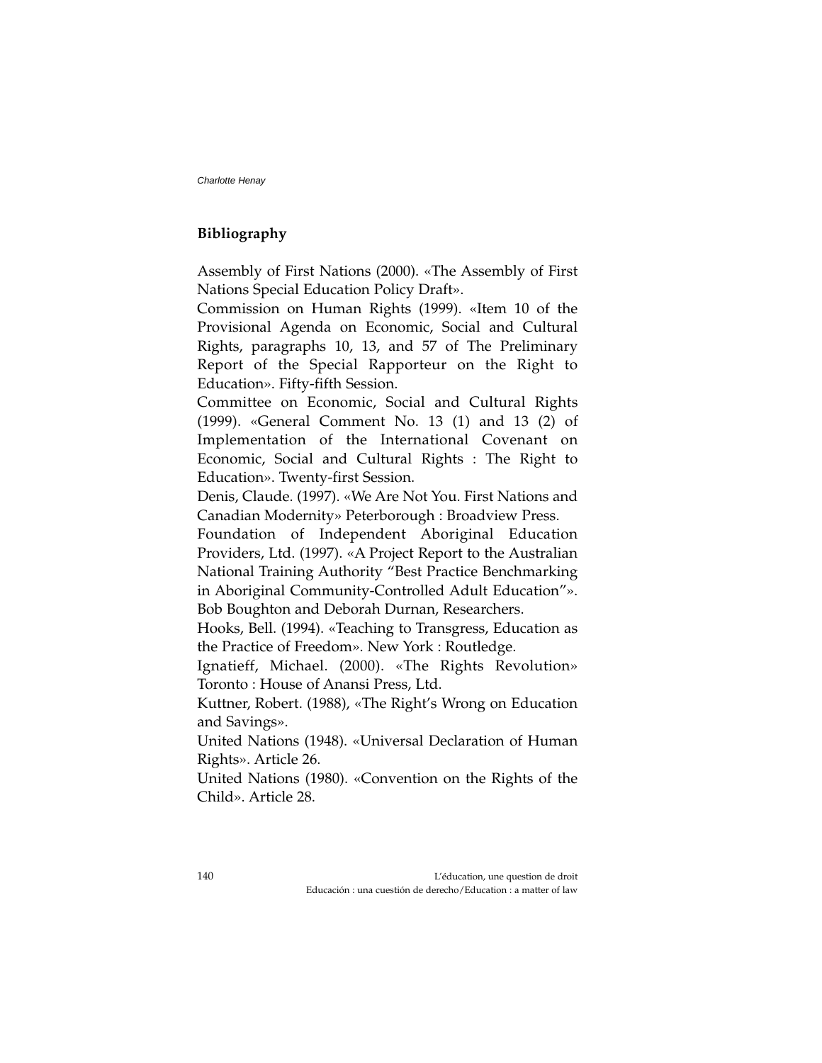## Bibliography

Assembly of First Nations (2000). «The Assembly of First Nations Special Education Policy Draft».

Commission on Human Rights (1999). «Item 10 of the Provisional Agenda on Economic, Social and Cultural Rights, paragraphs 10, 13, and 57 of The Preliminary Report of the Special Rapporteur on the Right to Education». Fifty-fifth Session.

Committee on Economic, Social and Cultural Rights (1999). «General Comment No. 13 (1) and 13 (2) of Implementation of the International Covenant on Economic, Social and Cultural Rights : The Right to Education». Twenty-first Session.

Denis, Claude. (1997). «We Are Not You. First Nations and Canadian Modernity» Peterborough : Broadview Press.

Foundation of Independent Aboriginal Education Providers, Ltd. (1997). «A Project Report to the Australian National Training Authority "Best Practice Benchmarking in Aboriginal Community-Controlled Adult Education"». Bob Boughton and Deborah Durnan, Researchers.

Hooks, Bell. (1994). «Teaching to Transgress, Education as the Practice of Freedom». New York : Routledge.

Ignatieff, Michael. (2000). «The Rights Revolution» Toronto : House of Anansi Press, Ltd.

Kuttner, Robert. (1988), «The Right's Wrong on Education and Savings».

United Nations (1948). «Universal Declaration of Human Rights». Article 26.

United Nations (1980). «Convention on the Rights of the Child». Article 28.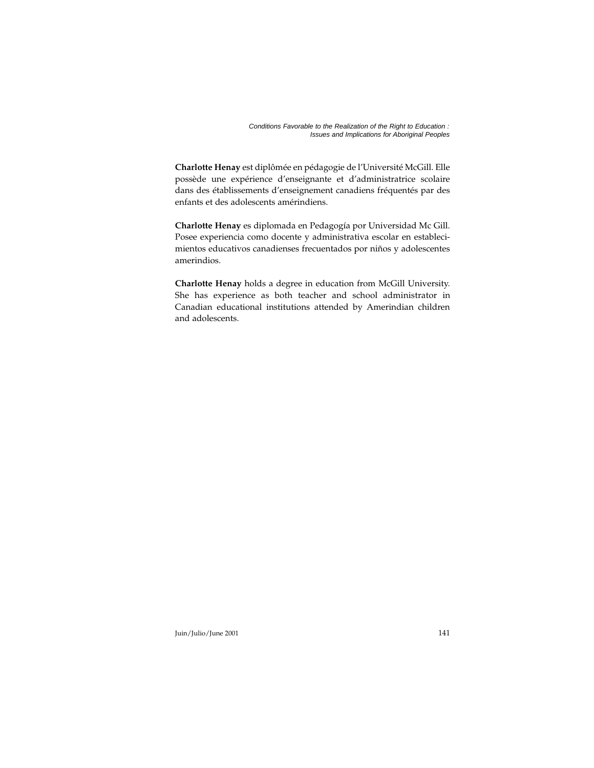**Charlotte Henay** est diplômée en pédagogie de l'Université McGill. Elle possède une expérience d'enseignante et d'administratrice scolaire dans des établissements d'enseignement canadiens fréquentés par des enfants et des adolescents amérindiens.

**Charlotte Henay** es diplomada en Pedagogía por Universidad Mc Gill. Posee experiencia como docente y administrativa escolar en establecimientos educativos canadienses frecuentados por niños y adolescentes amerindios.

**Charlotte Henay** holds a degree in education from McGill University. She has experience as both teacher and school administrator in Canadian educational institutions attended by Amerindian children and adolescents.